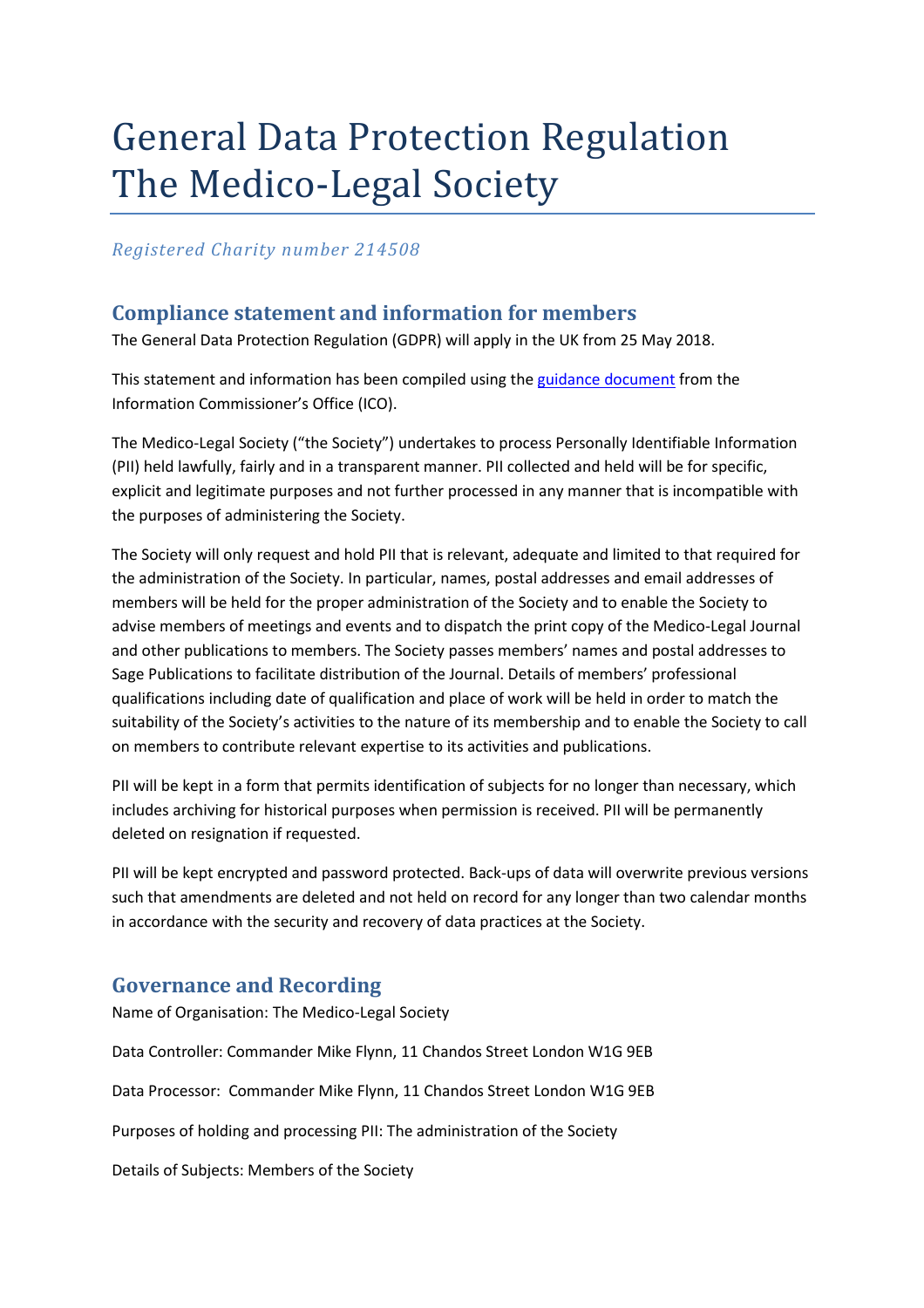# General Data Protection Regulation The Medico-Legal Society

*Registered Charity number 214508*

## Compliance statement and information for members

The General Data Protection Regulation (GDPR) will apply in the UK from 25 May 2018.

This statement and information has been compiled using the guidance document from the Information Commissioner's Office (ICO).

The Medico-Legal Society ("the Society") undertakes to process Personally Identifiable Information (PII) held lawfully, fairly and in a transparent manner. PII collected and held will be for specific, explicit and legitimate purposes and not further processed in any manner that is incompatible with the purposes of administering the Society.

The Society will only request and hold PII that is relevant, adequate and limited to that required for the administration of the Society. In particular, names, postal addresses and email addresses of members will be held for the proper administration of the Society and to enable the Society to advise members of meetings and events and to dispatch the print copy of the Medico-Legal Journal and other publications to members. The Society passes members' names and postal addresses to Sage Publications to facilitate distribution of the Journal. Details of members' professional qualifications including date of qualification and place of work will be held in order to match the suitability of the Society's activities to the nature of its membership and to enable the Society to call on members to contribute relevant expertise to its activities and publications.

PII will be kept in a form that permits identification of subjects for no longer than necessary, which includes archiving for historical purposes when permission is received. PII will be permanently deleted on resignation if requested.

PII will be kept encrypted and password protected. Back-ups of data will overwrite previous versions such that amendments are deleted and not held on record for any longer than two calendar months in accordance with the security and recovery of data practices at the Society.

## Governance and Recording

Name of Organisation: The Medico-Legal Society

Data Controller: Commander Mike Flynn, 11 Chandos Street London W1G 9EB

Data Processor: Commander Mike Flynn, 11 Chandos Street London W1G 9EB

Purposes of holding and processing PII: The administration of the Society

Details of Subjects: Members of the Society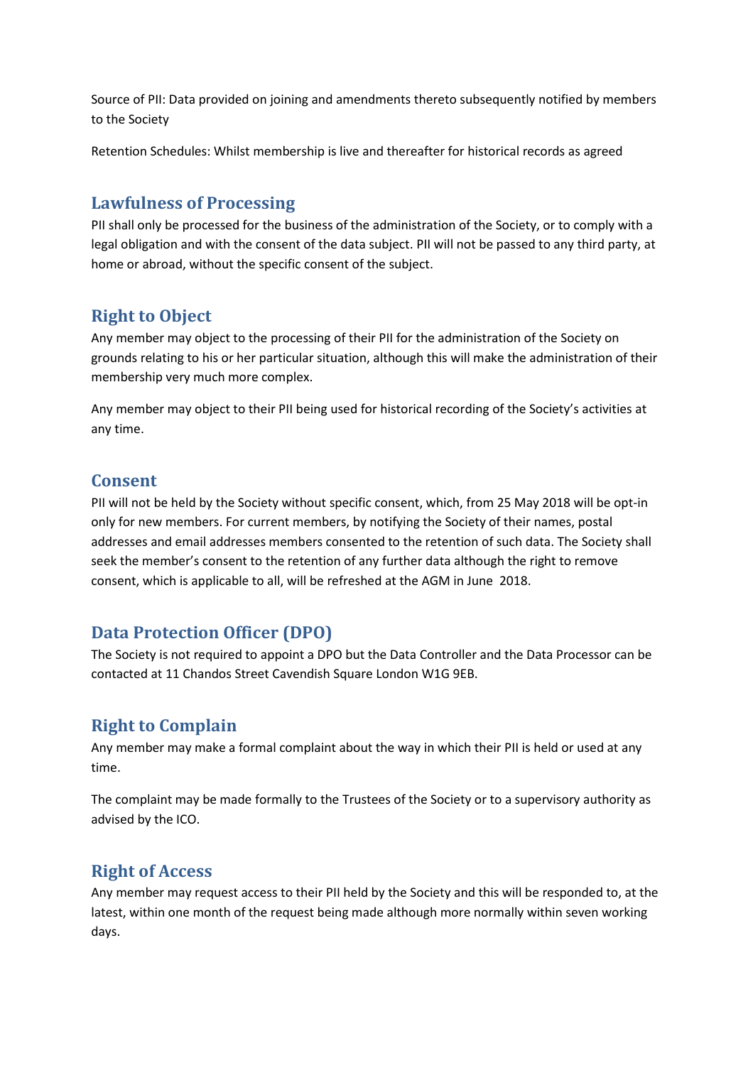Source of PII: Data provided on joining and amendments thereto subsequently notified by members to the Society

Retention Schedules: Whilst membership is live and thereafter for historical records as agreed

## Lawfulness of Processing

PII shall only be processed for the business of the administration of the Society, or to comply with a legal obligation and with the consent of the data subject. PII will not be passed to any third party, at home or abroad, without the specific consent of the subject.

## Right to Object

Any member may object to the processing of their PII for the administration of the Society on grounds relating to his or her particular situation, although this will make the administration of their membership very much more complex.

Any member may object to their PII being used for historical recording of the Society's activities at any time.

## Consent

PII will not be held by the Society without specific consent, which, from 25 May 2018 will be opt-in only for new members. For current members, by notifying the Society of their names, postal addresses and email addresses members consented to the retention of such data. The Society shall seek the member's consent to the retention of any further data although the right to remove consent, which is applicable to all, will be refreshed at the AGM in June 2018.

## Data Protection Officer (DPO)

The Society is not required to appoint a DPO but the Data Controller and the Data Processor can be contacted at 11 Chandos Street Cavendish Square London W1G 9EB.

## Right to Complain

Any member may make a formal complaint about the way in which their PII is held or used at any time.

The complaint may be made formally to the Trustees of the Society or to a supervisory authority as advised by the ICO.

## Right of Access

Any member may request access to their PII held by the Society and this will be responded to, at the latest, within one month of the request being made although more normally within seven working days.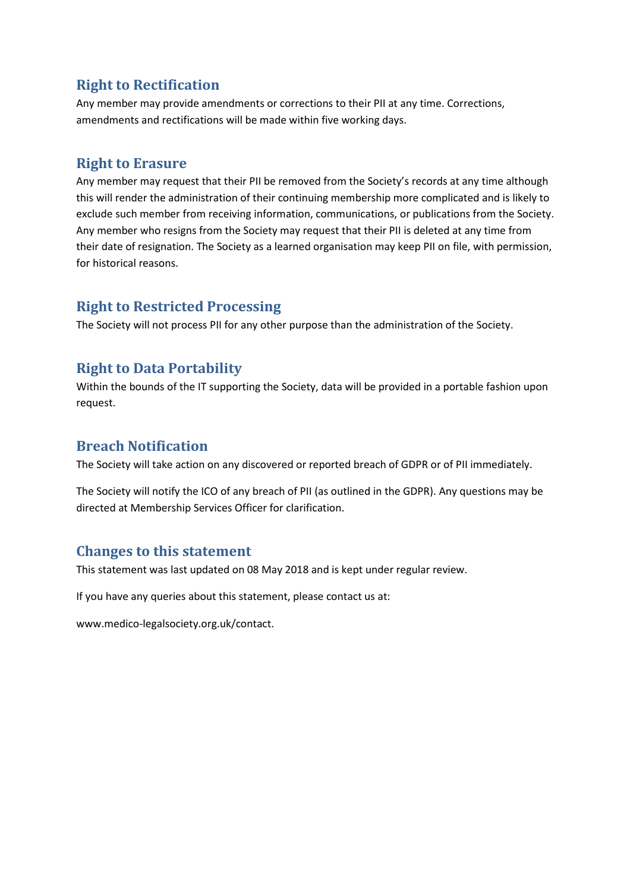## Right to Rectification

Any member may provide amendments or corrections to their PII at any time. Corrections, amendments and rectifications will be made within five working days.

## Right to Erasure

Any member may request that their PII be removed from the Society's records at any time although this will render the administration of their continuing membership more complicated and is likely to exclude such member from receiving information, communications, or publications from the Society. Any member who resigns from the Society may request that their PII is deleted at any time from their date of resignation. The Society as a learned organisation may keep PII on file, with permission, for historical reasons.

## Right to Restricted Processing

The Society will not process PII for any other purpose than the administration of the Society.

## Right to Data Portability

Within the bounds of the IT supporting the Society, data will be provided in a portable fashion upon request.

## Breach Notification

The Society will take action on any discovered or reported breach of GDPR or of PII immediately.

The Society will notify the ICO of any breach of PII (as outlined in the GDPR). Any questions may be directed at Membership Services Officer for clarification.

## Changes to this statement

This statement was last updated on 08 May 2018 and is kept under regular review.

If you have any queries about this statement, please contact us at:

www.medico-legalsociety.org.uk/contact.